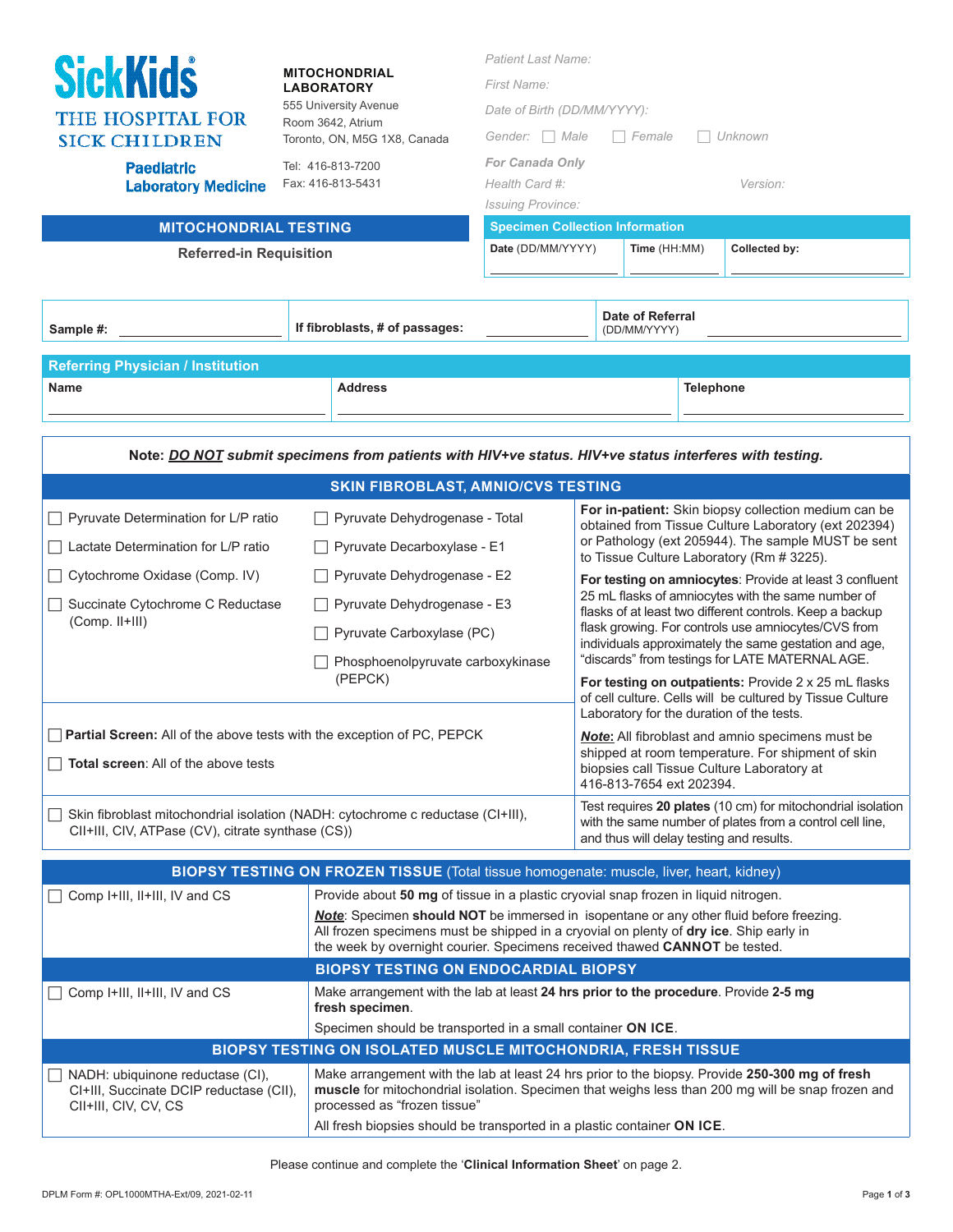**SickKids® THE HOSPITAL FOR SICK CHILDREN**

**Paediatric Laboratory Medicine**

**MITOCHONDRIAL LABORATORY**
555 University Avenue
Room 3642, Atrium
Toronto, ON, M5G 1X8, Canada

Tel: 416-813-7200
Fax: 416-813-5431

*Patient Last Name:*

*First Name:*

*Date of Birth (DD/MM/YYYY):*

*Gender:* ☐ *Male* ☐ *Female* ☐ *Unknown*

***For Canada Only***

*Health Card #:* *Version:*

*Issuing Province:*

## MITOCHONDRIAL TESTING

**Referred-in Requisition**

| Specimen Collection Information | | |
|---|---|---|
| **Date** (DD/MM/YYYY) | **Time** (HH:MM) | **Collected by:** |

| **Sample #:** ______ | **If fibroblasts, # of passages:** ______ | **Date of Referral** (DD/MM/YYYY) ______ |
|---|---|---|

| Referring Physician / Institution | | |
|---|---|---|
| **Name** | **Address** | **Telephone** |

**Note: *DO NOT* submit specimens from patients with HIV+ve status. HIV+ve status interferes with testing.**

### SKIN FIBROBLAST, AMNIO/CVS TESTING

- ☐ Pyruvate Determination for L/P ratio
- ☐ Lactate Determination for L/P ratio
- ☐ Cytochrome Oxidase (Comp. IV)
- ☐ Succinate Cytochrome C Reductase (Comp. II+III)
- ☐ Pyruvate Dehydrogenase - Total
- ☐ Pyruvate Decarboxylase - E1
- ☐ Pyruvate Dehydrogenase - E2
- ☐ Pyruvate Dehydrogenase - E3
- ☐ Pyruvate Carboxylase (PC)
- ☐ Phosphoenolpyruvate carboxykinase (PEPCK)

- ☐ **Partial Screen:** All of the above tests with the exception of PC, PEPCK
- ☐ **Total screen**: All of the above tests

**For in-patient:** Skin biopsy collection medium can be obtained from Tissue Culture Laboratory (ext 202394) or Pathology (ext 205944). The sample MUST be sent to Tissue Culture Laboratory (Rm # 3225).

**For testing on amniocytes**: Provide at least 3 confluent 25 mL flasks of amniocytes with the same number of flasks of at least two different controls. Keep a backup flask growing. For controls use amniocytes/CVS from individuals approximately the same gestation and age, "discards" from testings for LATE MATERNAL AGE.

**For testing on outpatients:** Provide 2 x 25 mL flasks of cell culture. Cells will be cultured by Tissue Culture Laboratory for the duration of the tests.

***Note*:** All fibroblast and amnio specimens must be shipped at room temperature. For shipment of skin biopsies call Tissue Culture Laboratory at 416-813-7654 ext 202394.

| | |
|---|---|
| ☐ Skin fibroblast mitochondrial isolation (NADH: cytochrome c reductase (CI+III), CII+III, CIV, ATPase (CV), citrate synthase (CS)) | Test requires **20 plates** (10 cm) for mitochondrial isolation with the same number of plates from a control cell line, and thus will delay testing and results. |

### BIOPSY TESTING ON FROZEN TISSUE (Total tissue homogenate: muscle, liver, heart, kidney)

| | |
|---|---|
| ☐ Comp I+III, II+III, IV and CS | Provide about **50 mg** of tissue in a plastic cryovial snap frozen in liquid nitrogen.<br>***Note***: Specimen **should NOT** be immersed in isopentane or any other fluid before freezing. All frozen specimens must be shipped in a cryovial on plenty of **dry ice**. Ship early in the week by overnight courier. Specimens received thawed **CANNOT** be tested. |

### BIOPSY TESTING ON ENDOCARDIAL BIOPSY

| | |
|---|---|
| ☐ Comp I+III, II+III, IV and CS | Make arrangement with the lab at least **24 hrs prior to the procedure**. Provide **2-5 mg fresh specimen**.<br>Specimen should be transported in a small container **ON ICE**. |

### BIOPSY TESTING ON ISOLATED MUSCLE MITOCHONDRIA, FRESH TISSUE

| | |
|---|---|
| ☐ NADH: ubiquinone reductase (CI), CI+III, Succinate DCIP reductase (CII), CII+III, CIV, CV, CS | Make arrangement with the lab at least 24 hrs prior to the biopsy. Provide **250-300 mg of fresh muscle** for mitochondrial isolation. Specimen that weighs less than 200 mg will be snap frozen and processed as "frozen tissue"<br>All fresh biopsies should be transported in a plastic container **ON ICE**. |

Please continue and complete the '**Clinical Information Sheet**' on page 2.

DPLM Form #: OPL1000MTHA-Ext/09, 2021-02-11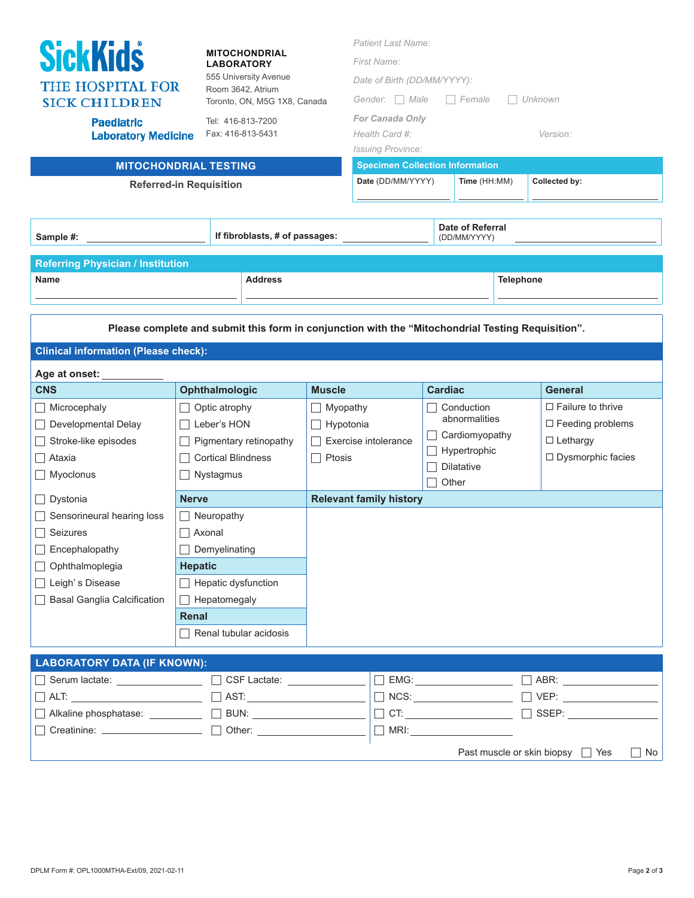**SickKids®**
**THE HOSPITAL FOR SICK CHILDREN**
**Paediatric Laboratory Medicine**

**MITOCHONDRIAL LABORATORY**
555 University Avenue
Room 3642, Atrium
Toronto, ON, M5G 1X8, Canada

Tel: 416-813-7200
Fax: 416-813-5431

*Patient Last Name:*

*First Name:*

*Date of Birth (DD/MM/YYYY):*

*Gender:* ☐ *Male* ☐ *Female* ☐ *Unknown*

***For Canada Only***

*Health Card #:* *Version:*

*Issuing Province:*

## MITOCHONDRIAL TESTING

**Referred-in Requisition**

### Specimen Collection Information

| **Date** (DD/MM/YYYY) | **Time** (HH:MM) | **Collected by:** |
|---|---|---|
| | | |

| **Sample #:** | **If fibroblasts, # of passages:** | **Date of Referral** (DD/MM/YYYY) |
|---|---|---|
| | | |

### Referring Physician / Institution

| **Name** | **Address** | **Telephone** |
|---|---|---|
| | | |

**Please complete and submit this form in conjunction with the "Mitochondrial Testing Requisition".**

### Clinical information (Please check):

**Age at onset:** ____________

| **CNS** | **Ophthalmologic** | **Muscle** | **Cardiac** | **General** |
|---|---|---|---|---|
| ☐ Microcephaly | ☐ Optic atrophy | ☐ Myopathy | ☐ Conduction abnormalities | ☐ Failure to thrive |
| ☐ Developmental Delay | ☐ Leber's HON | ☐ Hypotonia | ☐ Cardiomyopathy | ☐ Feeding problems |
| ☐ Stroke-like episodes | ☐ Pigmentary retinopathy | ☐ Exercise intolerance | ☐ Hypertrophic | ☐ Lethargy |
| ☐ Ataxia | ☐ Cortical Blindness | ☐ Ptosis | ☐ Dilatative | ☐ Dysmorphic facies |
| ☐ Myoclonus | ☐ Nystagmus | | ☐ Other | |

| **CNS (cont.)** | | |
|---|---|---|
| ☐ Dystonia | **Nerve** | **Relevant family history** |
| ☐ Sensorineural hearing loss | ☐ Neuropathy | |
| ☐ Seizures | ☐ Axonal | |
| ☐ Encephalopathy | ☐ Demyelinating | |
| ☐ Ophthalmoplegia | **Hepatic** | |
| ☐ Leigh' s Disease | ☐ Hepatic dysfunction | |
| ☐ Basal Ganglia Calcification | ☐ Hepatomegaly | |
| | **Renal** | |
| | ☐ Renal tubular acidosis | |

### LABORATORY DATA (IF KNOWN):

| | | | |
|---|---|---|---|
| ☐ Serum lactate: ________ | ☐ CSF Lactate: ________ | ☐ EMG: ________ | ☐ ABR: ________ |
| ☐ ALT: ________ | ☐ AST: ________ | ☐ NCS: ________ | ☐ VEP: ________ |
| ☐ Alkaline phosphatase: ________ | ☐ BUN: ________ | ☐ CT: ________ | ☐ SSEP: ________ |
| ☐ Creatinine: ________ | ☐ Other: ________ | ☐ MRI: ________ | |

Past muscle or skin biopsy ☐ Yes ☐ No

DPLM Form #: OPL1000MTHA-Ext/09, 2021-02-11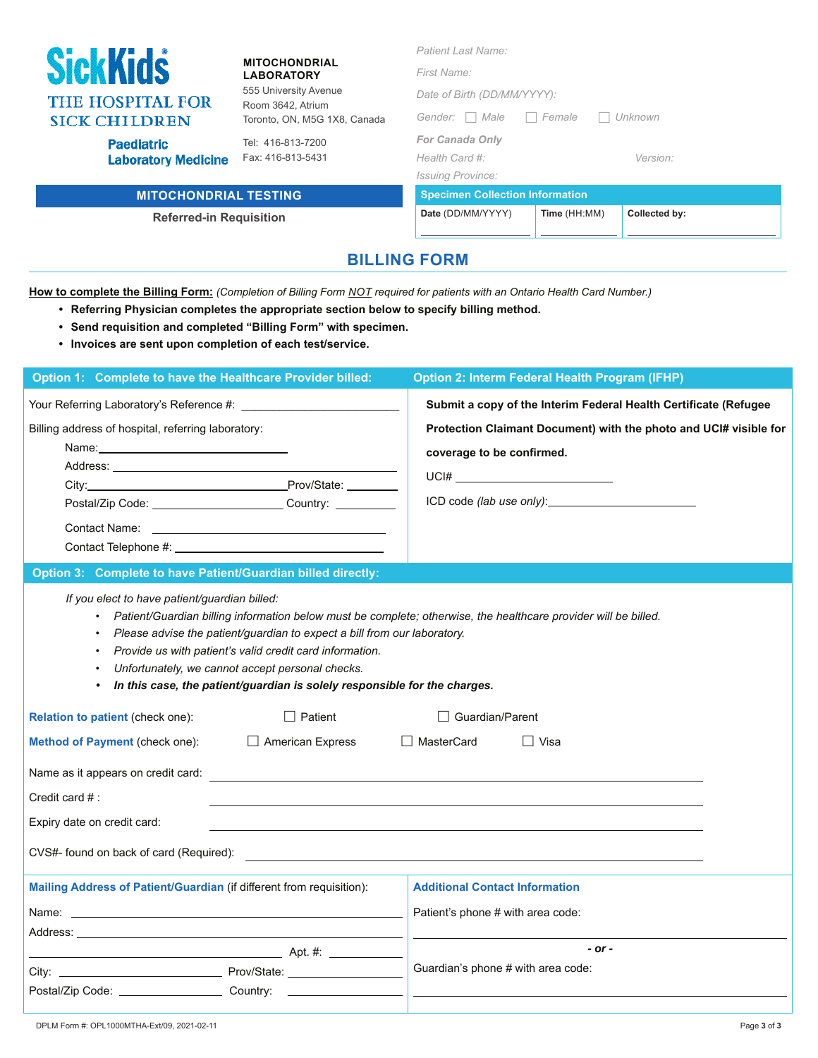SickKids THE HOSPITAL FOR SICK CHILDREN

Paediatric Laboratory Medicine

**MITOCHONDRIAL LABORATORY**
555 University Avenue
Room 3642, Atrium
Toronto, ON, M5G 1X8, Canada

Tel: 416-813-7200
Fax: 416-813-5431

*Patient Last Name:*

*First Name:*

*Date of Birth (DD/MM/YYYY):*

*Gender:* ☐ *Male* ☐ *Female* ☐ *Unknown*

***For Canada Only***

*Health Card #:* *Version:*

*Issuing Province:*

## MITOCHONDRIAL TESTING

**Referred-in Requisition**

| Specimen Collection Information | | |
|---|---|---|
| **Date** (DD/MM/YYYY) | **Time** (HH:MM) | **Collected by:** |
| | | |

# BILLING FORM

**How to complete the Billing Form:** *(Completion of Billing Form NOT required for patients with an Ontario Health Card Number.)*

- **Referring Physician completes the appropriate section below to specify billing method.**
- **Send requisition and completed "Billing Form" with specimen.**
- **Invoices are sent upon completion of each test/service.**

## Option 1: Complete to have the Healthcare Provider billed:

Your Referring Laboratory's Reference #: ________________________

Billing address of hospital, referring laboratory:

Name: ________________________

Address: ________________________

City: ________________________ Prov/State: ________

Postal/Zip Code: ____________________ Country: __________

Contact Name: ________________________

Contact Telephone #: ________________________

## Option 2: Interm Federal Health Program (IFHP)

**Submit a copy of the Interim Federal Health Certificate (Refugee Protection Claimant Document) with the photo and UCI# visible for coverage to be confirmed.**

UCI# ________________________

ICD code *(lab use only)*: ________________________

## Option 3: Complete to have Patient/Guardian billed directly:

*If you elect to have patient/guardian billed:*

- *Patient/Guardian billing information below must be complete; otherwise, the healthcare provider will be billed.*
- *Please advise the patient/guardian to expect a bill from our laboratory.*
- *Provide us with patient's valid credit card information.*
- *Unfortunately, we cannot accept personal checks.*
- ***In this case, the patient/guardian is solely responsible for the charges.***

**Relation to patient** (check one): ☐ Patient ☐ Guardian/Parent

**Method of Payment** (check one): ☐ American Express ☐ MasterCard ☐ Visa

Name as it appears on credit card: ________________________

Credit card # : ________________________

Expiry date on credit card: ________________________

CVS#- found on back of card (Required): ________________________

### Mailing Address of Patient/Guardian (if different from requisition):

Name: ________________________

Address: ________________________

________________________ Apt. #: ________

City: ________________________ Prov/State: ________

Postal/Zip Code: ________________ Country: ________________

### Additional Contact Information

Patient's phone # with area code:

________________________

*- or -*

Guardian's phone # with area code:

________________________

DPLM Form #: OPL1000MTHA-Ext/09, 2021-02-11